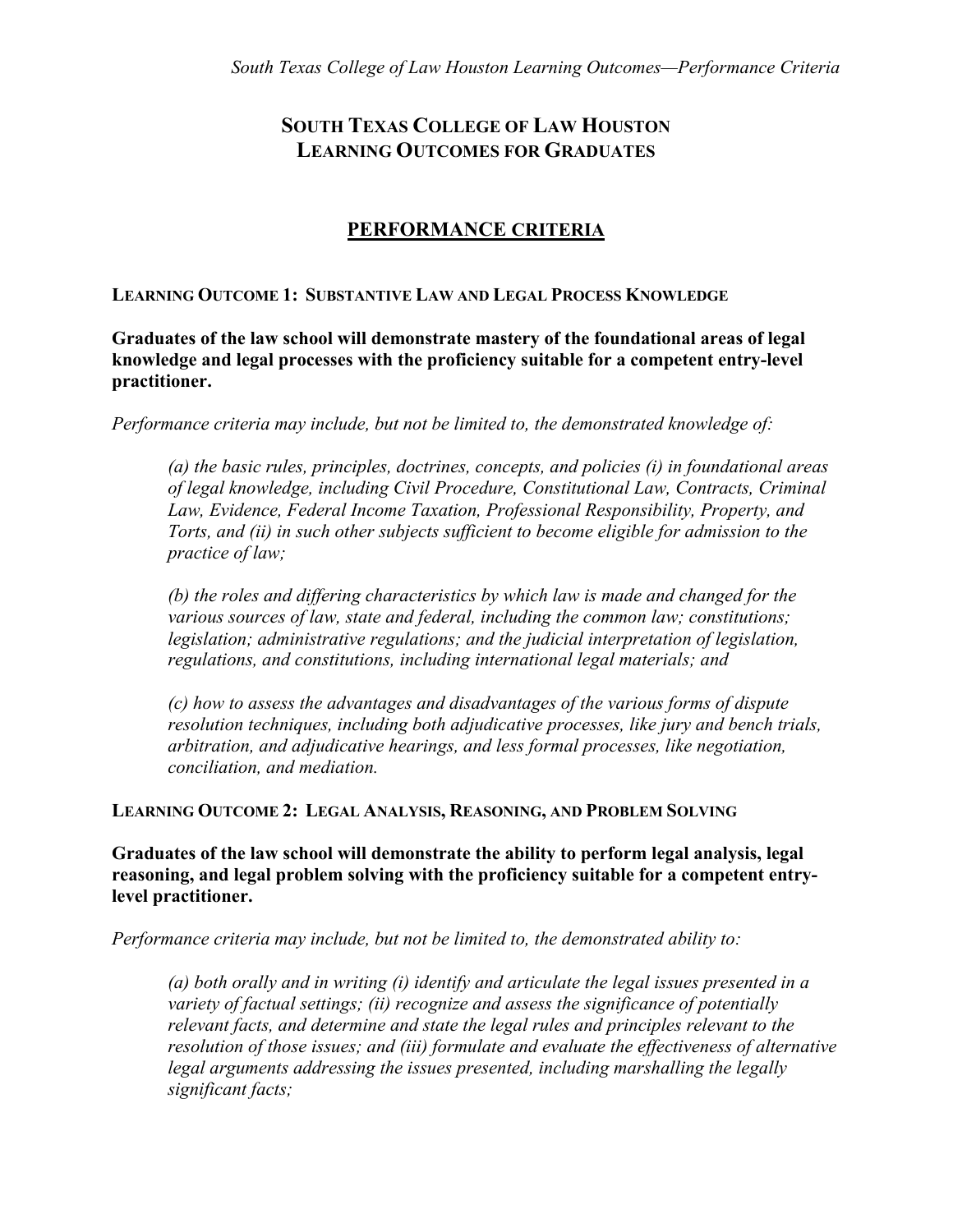# SOUTH TEXAS COLLEGE OF LAW HOUSTON LEARNING OUTCOMES FOR GRADUATES

## PERFORMANCE CRITERIA

### LEARNING OUTCOME 1: SUBSTANTIVE LAW AND LEGAL PROCESS KNOWLEDGE

**Graduates of the law school will demonstrate mastery of the foundational areas of legal knowledge and legal processes with the proficiency suitable for a competent entry-level practitioner.**

*Performance criteria may include, but not be limited to, the demonstrated knowledge of:*

> *(a) the basic rules, principles, doctrines, concepts, and policies (i) in foundational areas of legal knowledge, including Civil Procedure, Constitutional Law, Contracts, Criminal Law, Evidence, Federal Income Taxation, Professional Responsibility, Property, and Torts, and (ii) in such other subjects sufficient to become eligible for admission to the practice of law;*
>
> *(b) the roles and differing characteristics by which law is made and changed for the various sources of law, state and federal, including the common law; constitutions; legislation; administrative regulations; and the judicial interpretation of legislation, regulations, and constitutions, including international legal materials; and*
>
> *(c) how to assess the advantages and disadvantages of the various forms of dispute resolution techniques, including both adjudicative processes, like jury and bench trials, arbitration, and adjudicative hearings, and less formal processes, like negotiation, conciliation, and mediation.*

### LEARNING OUTCOME 2: LEGAL ANALYSIS, REASONING, AND PROBLEM SOLVING

**Graduates of the law school will demonstrate the ability to perform legal analysis, legal reasoning, and legal problem solving with the proficiency suitable for a competent entry-level practitioner.**

*Performance criteria may include, but not be limited to, the demonstrated ability to:*

> *(a) both orally and in writing (i) identify and articulate the legal issues presented in a variety of factual settings; (ii) recognize and assess the significance of potentially relevant facts, and determine and state the legal rules and principles relevant to the resolution of those issues; and (iii) formulate and evaluate the effectiveness of alternative legal arguments addressing the issues presented, including marshalling the legally significant facts;*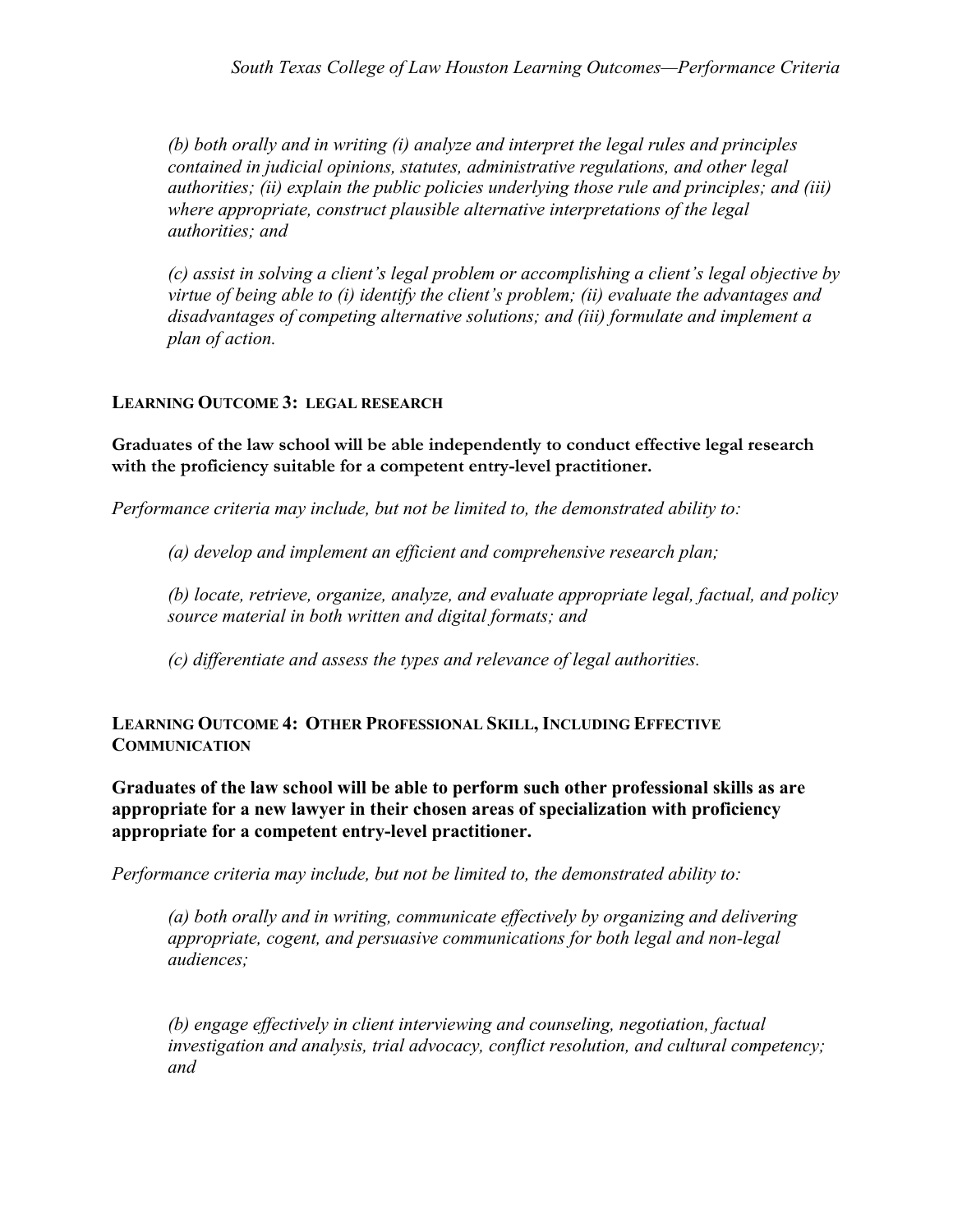*(b) both orally and in writing (i) analyze and interpret the legal rules and principles contained in judicial opinions, statutes, administrative regulations, and other legal authorities; (ii) explain the public policies underlying those rule and principles; and (iii) where appropriate, construct plausible alternative interpretations of the legal authorities; and*

*(c) assist in solving a client's legal problem or accomplishing a client's legal objective by virtue of being able to (i) identify the client's problem; (ii) evaluate the advantages and disadvantages of competing alternative solutions; and (iii) formulate and implement a plan of action.*

## LEARNING OUTCOME 3: LEGAL RESEARCH

**Graduates of the law school will be able independently to conduct effective legal research with the proficiency suitable for a competent entry-level practitioner.**

*Performance criteria may include, but not be limited to, the demonstrated ability to:*

*(a) develop and implement an efficient and comprehensive research plan;*

*(b) locate, retrieve, organize, analyze, and evaluate appropriate legal, factual, and policy source material in both written and digital formats; and*

*(c) differentiate and assess the types and relevance of legal authorities.*

## LEARNING OUTCOME 4: OTHER PROFESSIONAL SKILL, INCLUDING EFFECTIVE COMMUNICATION

**Graduates of the law school will be able to perform such other professional skills as are appropriate for a new lawyer in their chosen areas of specialization with proficiency appropriate for a competent entry-level practitioner.**

*Performance criteria may include, but not be limited to, the demonstrated ability to:*

*(a) both orally and in writing, communicate effectively by organizing and delivering appropriate, cogent, and persuasive communications for both legal and non-legal audiences;*

*(b) engage effectively in client interviewing and counseling, negotiation, factual investigation and analysis, trial advocacy, conflict resolution, and cultural competency; and*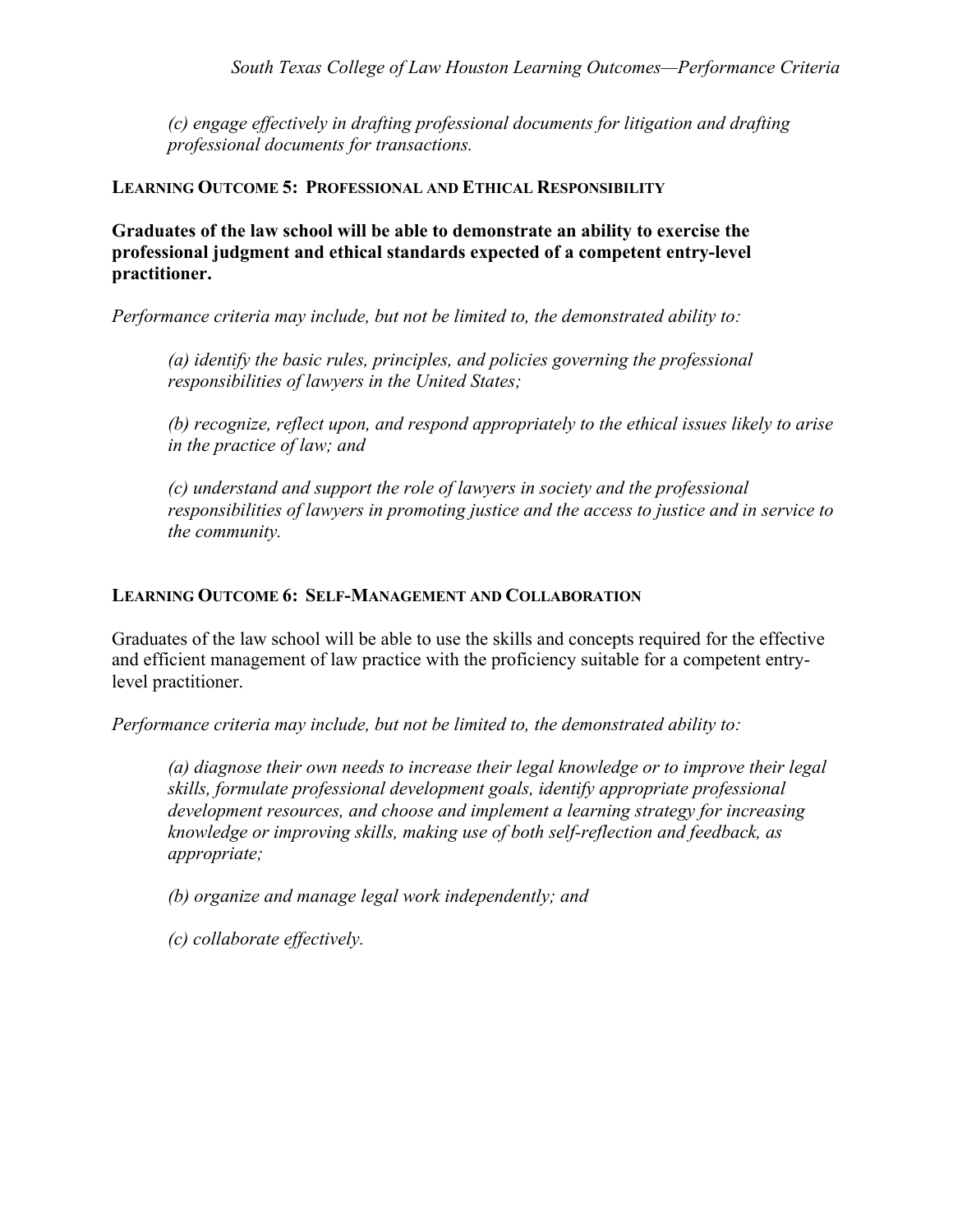*(c) engage effectively in drafting professional documents for litigation and drafting professional documents for transactions.*

## LEARNING OUTCOME 5: PROFESSIONAL AND ETHICAL RESPONSIBILITY

**Graduates of the law school will be able to demonstrate an ability to exercise the professional judgment and ethical standards expected of a competent entry-level practitioner.**

*Performance criteria may include, but not be limited to, the demonstrated ability to:*

*(a) identify the basic rules, principles, and policies governing the professional responsibilities of lawyers in the United States;*

*(b) recognize, reflect upon, and respond appropriately to the ethical issues likely to arise in the practice of law; and*

*(c) understand and support the role of lawyers in society and the professional responsibilities of lawyers in promoting justice and the access to justice and in service to the community.*

## LEARNING OUTCOME 6: SELF-MANAGEMENT AND COLLABORATION

Graduates of the law school will be able to use the skills and concepts required for the effective and efficient management of law practice with the proficiency suitable for a competent entry-level practitioner.

*Performance criteria may include, but not be limited to, the demonstrated ability to:*

*(a) diagnose their own needs to increase their legal knowledge or to improve their legal skills, formulate professional development goals, identify appropriate professional development resources, and choose and implement a learning strategy for increasing knowledge or improving skills, making use of both self-reflection and feedback, as appropriate;*

*(b) organize and manage legal work independently; and*

*(c) collaborate effectively.*